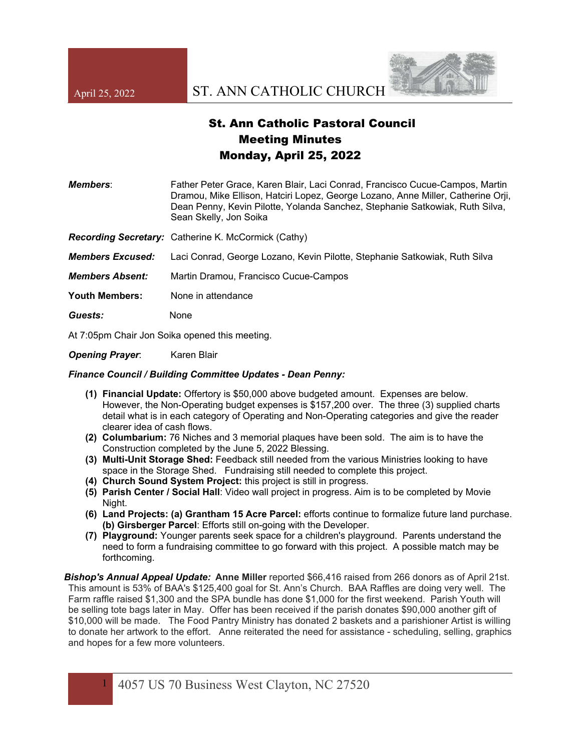# St. Ann Catholic Pastoral Council
## Meeting Minutes
## Monday, April 25, 2022

***Members***: Father Peter Grace, Karen Blair, Laci Conrad, Francisco Cucue-Campos, Martin Dramou, Mike Ellison, Hatciri Lopez, George Lozano, Anne Miller, Catherine Orji, Dean Penny, Kevin Pilotte, Yolanda Sanchez, Stephanie Satkowiak, Ruth Silva, Sean Skelly, Jon Soika

***Recording Secretary:*** Catherine K. McCormick (Cathy)

***Members Excused:*** Laci Conrad, George Lozano, Kevin Pilotte, Stephanie Satkowiak, Ruth Silva

***Members Absent:*** Martin Dramou, Francisco Cucue-Campos

**Youth Members:** None in attendance

***Guests:*** None

At 7:05pm Chair Jon Soika opened this meeting.

***Opening Prayer***: Karen Blair

***Finance Council / Building Committee Updates - Dean Penny:***

(1) **Financial Update:** Offertory is $50,000 above budgeted amount. Expenses are below. However, the Non-Operating budget expenses is $157,200 over. The three (3) supplied charts detail what is in each category of Operating and Non-Operating categories and give the reader clearer idea of cash flows.
(2) **Columbarium:** 76 Niches and 3 memorial plaques have been sold. The aim is to have the Construction completed by the June 5, 2022 Blessing.
(3) **Multi-Unit Storage Shed:** Feedback still needed from the various Ministries looking to have space in the Storage Shed. Fundraising still needed to complete this project.
(4) **Church Sound System Project:** this project is still in progress.
(5) **Parish Center / Social Hall**: Video wall project in progress. Aim is to be completed by Movie Night.
(6) **Land Projects: (a) Grantham 15 Acre Parcel:** efforts continue to formalize future land purchase. **(b) Girsberger Parcel**: Efforts still on-going with the Developer.
(7) **Playground:** Younger parents seek space for a children's playground. Parents understand the need to form a fundraising committee to go forward with this project. A possible match may be forthcoming.

***Bishop's Annual Appeal Update:*** **Anne Miller** reported $66,416 raised from 266 donors as of April 21st. This amount is 53% of BAA's $125,400 goal for St. Ann's Church. BAA Raffles are doing very well. The Farm raffle raised $1,300 and the SPA bundle has done $1,000 for the first weekend. Parish Youth will be selling tote bags later in May. Offer has been received if the parish donates $90,000 another gift of $10,000 will be made. The Food Pantry Ministry has donated 2 baskets and a parishioner Artist is willing to donate her artwork to the effort. Anne reiterated the need for assistance - scheduling, selling, graphics and hopes for a few more volunteers.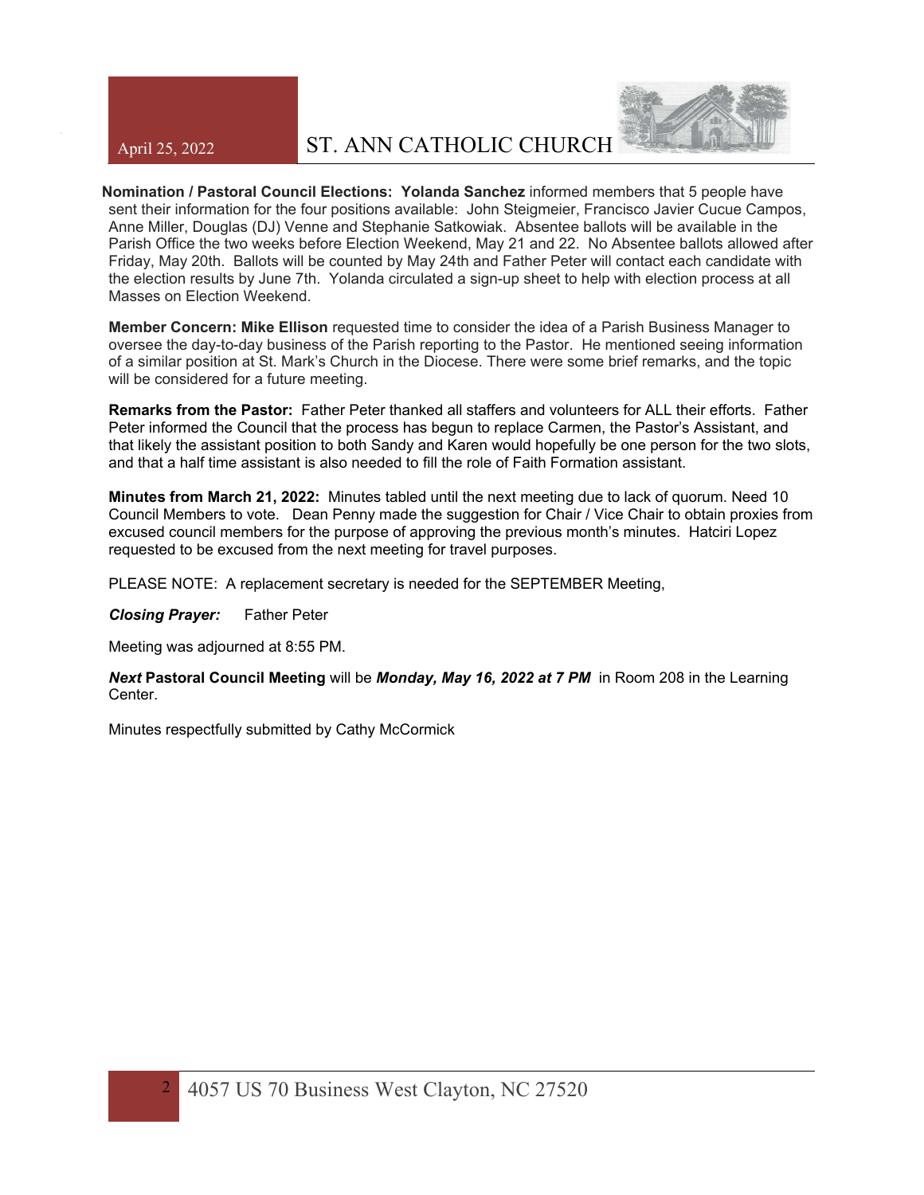**Nomination / Pastoral Council Elections: Yolanda Sanchez** informed members that 5 people have sent their information for the four positions available: John Steigmeier, Francisco Javier Cucue Campos, Anne Miller, Douglas (DJ) Venne and Stephanie Satkowiak. Absentee ballots will be available in the Parish Office the two weeks before Election Weekend, May 21 and 22. No Absentee ballots allowed after Friday, May 20th. Ballots will be counted by May 24th and Father Peter will contact each candidate with the election results by June 7th. Yolanda circulated a sign-up sheet to help with election process at all Masses on Election Weekend.

**Member Concern: Mike Ellison** requested time to consider the idea of a Parish Business Manager to oversee the day-to-day business of the Parish reporting to the Pastor. He mentioned seeing information of a similar position at St. Mark's Church in the Diocese. There were some brief remarks, and the topic will be considered for a future meeting.

**Remarks from the Pastor:** Father Peter thanked all staffers and volunteers for ALL their efforts. Father Peter informed the Council that the process has begun to replace Carmen, the Pastor's Assistant, and that likely the assistant position to both Sandy and Karen would hopefully be one person for the two slots, and that a half time assistant is also needed to fill the role of Faith Formation assistant.

**Minutes from March 21, 2022:** Minutes tabled until the next meeting due to lack of quorum. Need 10 Council Members to vote. Dean Penny made the suggestion for Chair / Vice Chair to obtain proxies from excused council members for the purpose of approving the previous month's minutes. Hatciri Lopez requested to be excused from the next meeting for travel purposes.

PLEASE NOTE: A replacement secretary is needed for the SEPTEMBER Meeting,

***Closing Prayer:*** Father Peter

Meeting was adjourned at 8:55 PM.

***Next* Pastoral Council Meeting** will be ***Monday, May 16, 2022 at 7 PM*** in Room 208 in the Learning Center.

Minutes respectfully submitted by Cathy McCormick